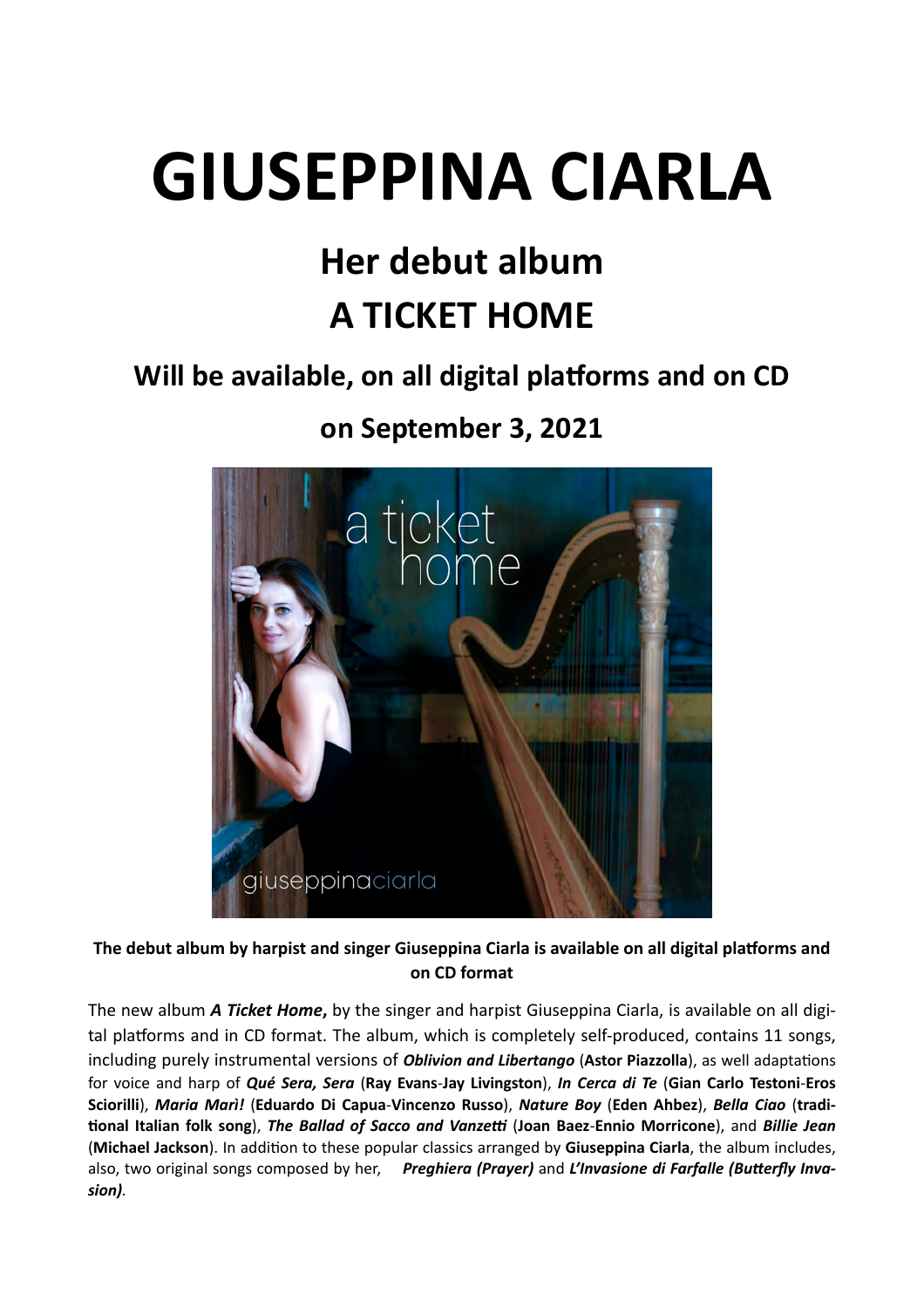# GIUSEPPINA CIARLA

## Her debut album

## A TICKET HOME

### Will be available, on all digital platforms and on CD

### on September 3, 2021

**The debut album by harpist and singer Giuseppina Ciarla is available on all digital platforms and on CD format**

The new album ***A Ticket Home*,** by the singer and harpist Giuseppina Ciarla, is available on all digital platforms and in CD format. The album, which is completely self-produced, contains 11 songs, including purely instrumental versions of ***Oblivion and Libertango*** (**Astor Piazzolla**), as well adaptations for voice and harp of ***Qué Sera, Sera*** (**Ray Evans-Jay Livingston**), ***In Cerca di Te*** (**Gian Carlo Testoni-Eros Sciorilli**), ***Maria Marì!*** (**Eduardo Di Capua-Vincenzo Russo**), ***Nature Boy*** (**Eden Ahbez**), ***Bella Ciao*** (**traditional Italian folk song**), ***The Ballad of Sacco and Vanzetti*** (**Joan Baez-Ennio Morricone**), and ***Billie Jean*** (**Michael Jackson**). In addition to these popular classics arranged by **Giuseppina Ciarla**, the album includes, also, two original songs composed by her, ***Preghiera (Prayer)*** and ***L'Invasione di Farfalle (Butterfly Invasion)***.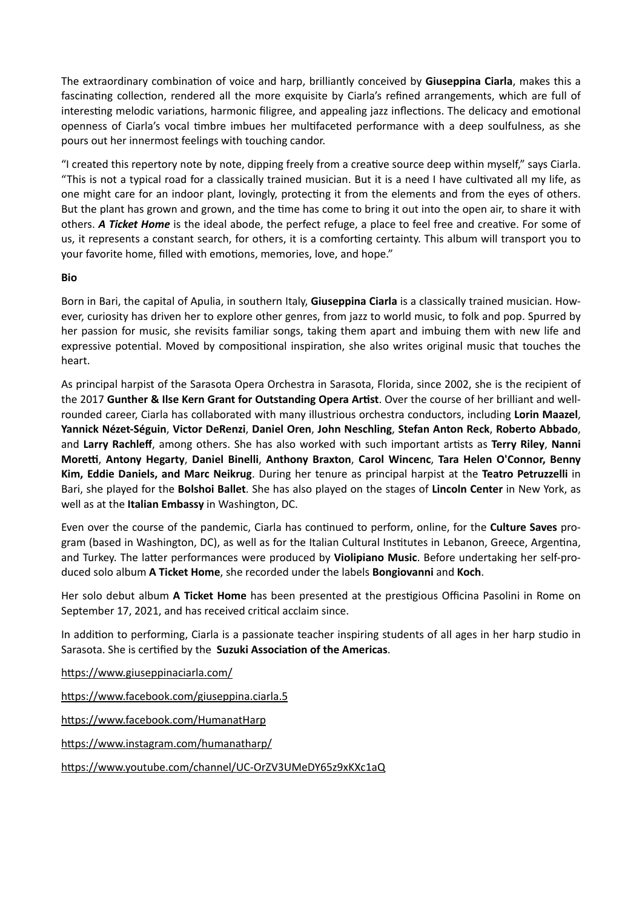The extraordinary combination of voice and harp, brilliantly conceived by **Giuseppina Ciarla**, makes this a fascinating collection, rendered all the more exquisite by Ciarla's refined arrangements, which are full of interesting melodic variations, harmonic filigree, and appealing jazz inflections. The delicacy and emotional openness of Ciarla's vocal timbre imbues her multifaceted performance with a deep soulfulness, as she pours out her innermost feelings with touching candor.

"I created this repertory note by note, dipping freely from a creative source deep within myself," says Ciarla. "This is not a typical road for a classically trained musician. But it is a need I have cultivated all my life, as one might care for an indoor plant, lovingly, protecting it from the elements and from the eyes of others. But the plant has grown and grown, and the time has come to bring it out into the open air, to share it with others. ***A Ticket Home*** is the ideal abode, the perfect refuge, a place to feel free and creative. For some of us, it represents a constant search, for others, it is a comforting certainty. This album will transport you to your favorite home, filled with emotions, memories, love, and hope."

**Bio**

Born in Bari, the capital of Apulia, in southern Italy, **Giuseppina Ciarla** is a classically trained musician. However, curiosity has driven her to explore other genres, from jazz to world music, to folk and pop. Spurred by her passion for music, she revisits familiar songs, taking them apart and imbuing them with new life and expressive potential. Moved by compositional inspiration, she also writes original music that touches the heart.

As principal harpist of the Sarasota Opera Orchestra in Sarasota, Florida, since 2002, she is the recipient of the 2017 **Gunther & Ilse Kern Grant for Outstanding Opera Artist**. Over the course of her brilliant and well-rounded career, Ciarla has collaborated with many illustrious orchestra conductors, including **Lorin Maazel**, **Yannick Nézet-Séguin**, **Victor DeRenzi**, **Daniel Oren**, **John Neschling**, **Stefan Anton Reck**, **Roberto Abbado**, and **Larry Rachleff**, among others. She has also worked with such important artists as **Terry Riley**, **Nanni Moretti**, **Antony Hegarty**, **Daniel Binelli**, **Anthony Braxton**, **Carol Wincenc**, **Tara Helen O'Connor, Benny Kim, Eddie Daniels, and Marc Neikrug**. During her tenure as principal harpist at the **Teatro Petruzzelli** in Bari, she played for the **Bolshoi Ballet**. She has also played on the stages of **Lincoln Center** in New York, as well as at the **Italian Embassy** in Washington, DC.

Even over the course of the pandemic, Ciarla has continued to perform, online, for the **Culture Saves** program (based in Washington, DC), as well as for the Italian Cultural Institutes in Lebanon, Greece, Argentina, and Turkey. The latter performances were produced by **Violipiano Music**. Before undertaking her self-produced solo album **A Ticket Home**, she recorded under the labels **Bongiovanni** and **Koch**.

Her solo debut album **A Ticket Home** has been presented at the prestigious Officina Pasolini in Rome on September 17, 2021, and has received critical acclaim since.

In addition to performing, Ciarla is a passionate teacher inspiring students of all ages in her harp studio in Sarasota. She is certified by the **Suzuki Association of the Americas**.

https://www.giuseppinaciarla.com/

https://www.facebook.com/giuseppina.ciarla.5

https://www.facebook.com/HumanatHarp

https://www.instagram.com/humanatharp/

https://www.youtube.com/channel/UC-OrZV3UMeDY65z9xKXc1aQ